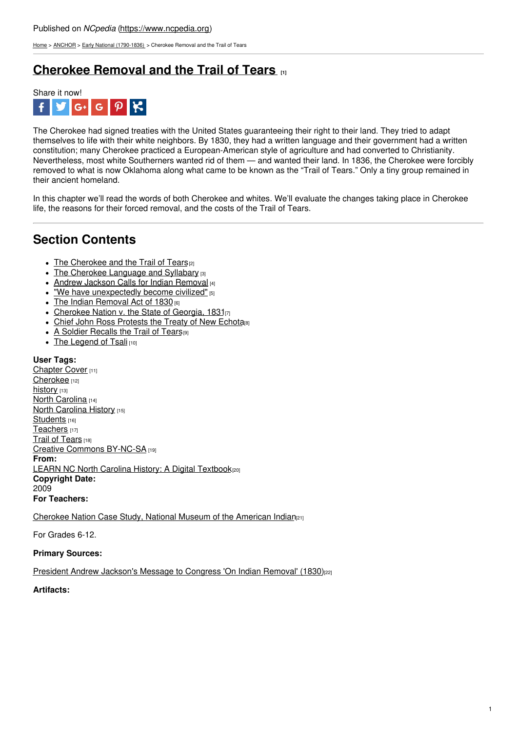Published on *NCpedia* (https://www.ncpedia.org)

Home > ANCHOR > Early National (1790-1836) > Cherokee Removal and the Trail of Tears

# Cherokee Removal and the Trail of Tears [1]

Share it now!

The Cherokee had signed treaties with the United States guaranteeing their right to their land. They tried to adapt themselves to life with their white neighbors. By 1830, they had a written language and their government had a written constitution; many Cherokee practiced a European-American style of agriculture and had converted to Christianity. Nevertheless, most white Southerners wanted rid of them — and wanted their land. In 1836, the Cherokee were forcibly removed to what is now Oklahoma along what came to be known as the "Trail of Tears." Only a tiny group remained in their ancient homeland.

In this chapter we'll read the words of both Cherokee and whites. We'll evaluate the changes taking place in Cherokee life, the reasons for their forced removal, and the costs of the Trail of Tears.

## Section Contents

- The Cherokee and the Trail of Tears [2]
- The Cherokee Language and Syllabary [3]
- Andrew Jackson Calls for Indian Removal [4]
- "We have unexpectedly become civilized" [5]
- The Indian Removal Act of 1830 [6]
- Cherokee Nation v. the State of Georgia, 1831 [7]
- Chief John Ross Protests the Treaty of New Echota [8]
- A Soldier Recalls the Trail of Tears [9]
- The Legend of Tsali [10]

**User Tags:**
Chapter Cover [11]
Cherokee [12]
history [13]
North Carolina [14]
North Carolina History [15]
Students [16]
Teachers [17]
Trail of Tears [18]
Creative Commons BY-NC-SA [19]
**From:**
LEARN NC North Carolina History: A Digital Textbook [20]
**Copyright Date:**
2009
**For Teachers:**

Cherokee Nation Case Study, National Museum of the American Indian [21]

For Grades 6-12.

**Primary Sources:**

President Andrew Jackson's Message to Congress 'On Indian Removal' (1830) [22]

**Artifacts:**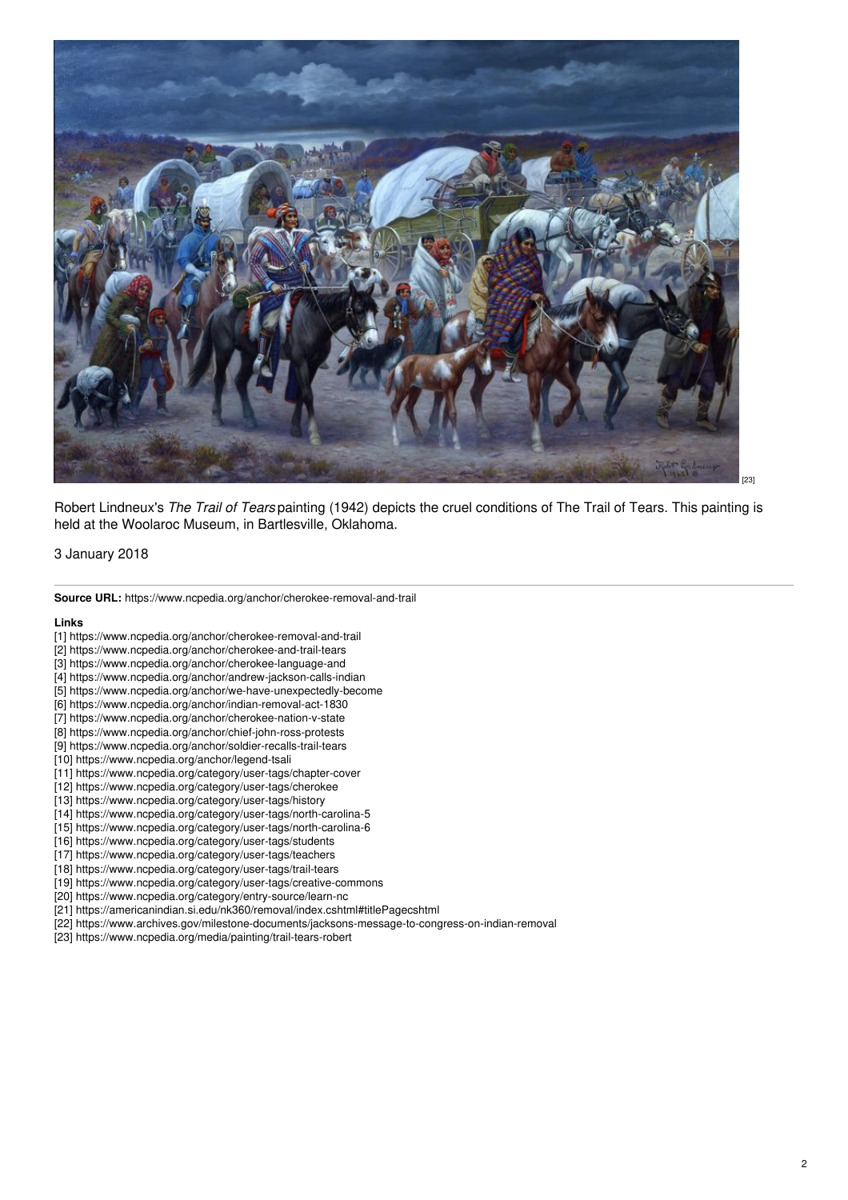[23]

Robert Lindneux's *The Trail of Tears* painting (1942) depicts the cruel conditions of The Trail of Tears. This painting is held at the Woolaroc Museum, in Bartlesville, Oklahoma.

3 January 2018

**Source URL:** https://www.ncpedia.org/anchor/cherokee-removal-and-trail

**Links**

[1] https://www.ncpedia.org/anchor/cherokee-removal-and-trail
[2] https://www.ncpedia.org/anchor/cherokee-and-trail-tears
[3] https://www.ncpedia.org/anchor/cherokee-language-and
[4] https://www.ncpedia.org/anchor/andrew-jackson-calls-indian
[5] https://www.ncpedia.org/anchor/we-have-unexpectedly-become
[6] https://www.ncpedia.org/anchor/indian-removal-act-1830
[7] https://www.ncpedia.org/anchor/cherokee-nation-v-state
[8] https://www.ncpedia.org/anchor/chief-john-ross-protests
[9] https://www.ncpedia.org/anchor/soldier-recalls-trail-tears
[10] https://www.ncpedia.org/anchor/legend-tsali
[11] https://www.ncpedia.org/category/user-tags/chapter-cover
[12] https://www.ncpedia.org/category/user-tags/cherokee
[13] https://www.ncpedia.org/category/user-tags/history
[14] https://www.ncpedia.org/category/user-tags/north-carolina-5
[15] https://www.ncpedia.org/category/user-tags/north-carolina-6
[16] https://www.ncpedia.org/category/user-tags/students
[17] https://www.ncpedia.org/category/user-tags/teachers
[18] https://www.ncpedia.org/category/user-tags/trail-tears
[19] https://www.ncpedia.org/category/user-tags/creative-commons
[20] https://www.ncpedia.org/category/entry-source/learn-nc
[21] https://americanindian.si.edu/nk360/removal/index.cshtml#titlePagecshtml
[22] https://www.archives.gov/milestone-documents/jacksons-message-to-congress-on-indian-removal
[23] https://www.ncpedia.org/media/painting/trail-tears-robert